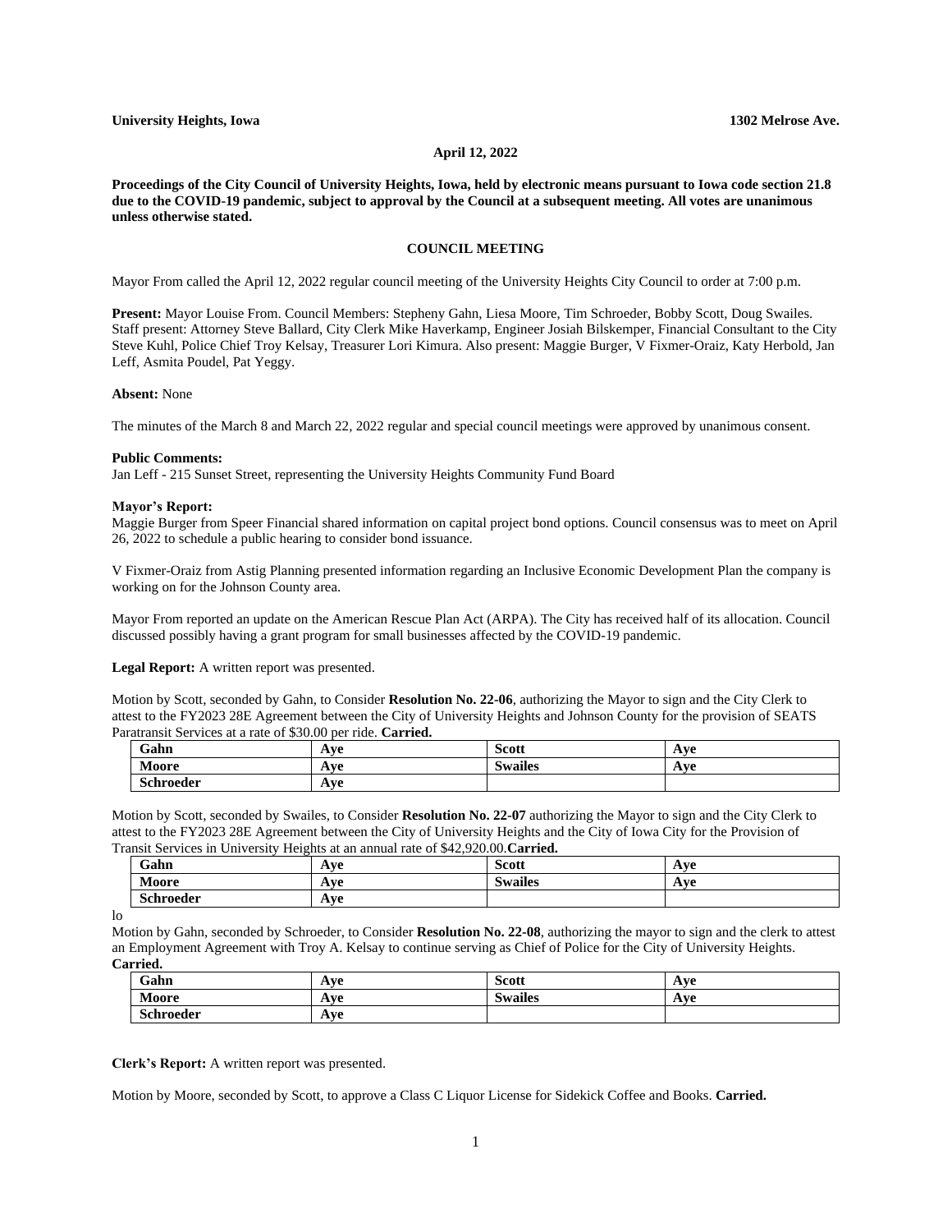**University Heights, Iowa** **1302 Melrose Ave.**

**April 12, 2022**

**Proceedings of the City Council of University Heights, Iowa, held by electronic means pursuant to Iowa code section 21.8 due to the COVID-19 pandemic, subject to approval by the Council at a subsequent meeting. All votes are unanimous unless otherwise stated.**

**COUNCIL MEETING**

Mayor From called the April 12, 2022 regular council meeting of the University Heights City Council to order at 7:00 p.m.

**Present:** Mayor Louise From. Council Members: Stepheny Gahn, Liesa Moore, Tim Schroeder, Bobby Scott, Doug Swailes. Staff present: Attorney Steve Ballard, City Clerk Mike Haverkamp, Engineer Josiah Bilskemper, Financial Consultant to the City Steve Kuhl, Police Chief Troy Kelsay, Treasurer Lori Kimura. Also present: Maggie Burger, V Fixmer-Oraiz, Katy Herbold, Jan Leff, Asmita Poudel, Pat Yeggy.

**Absent:** None

The minutes of the March 8 and March 22, 2022 regular and special council meetings were approved by unanimous consent.

**Public Comments:**
Jan Leff - 215 Sunset Street, representing the University Heights Community Fund Board

**Mayor's Report:**
Maggie Burger from Speer Financial shared information on capital project bond options. Council consensus was to meet on April 26, 2022 to schedule a public hearing to consider bond issuance.

V Fixmer-Oraiz from Astig Planning presented information regarding an Inclusive Economic Development Plan the company is working on for the Johnson County area.

Mayor From reported an update on the American Rescue Plan Act (ARPA). The City has received half of its allocation. Council discussed possibly having a grant program for small businesses affected by the COVID-19 pandemic.

**Legal Report:** A written report was presented.

Motion by Scott, seconded by Gahn, to Consider **Resolution No. 22-06**, authorizing the Mayor to sign and the City Clerk to attest to the FY2023 28E Agreement between the City of University Heights and Johnson County for the provision of SEATS Paratransit Services at a rate of $30.00 per ride. **Carried.**

| **Gahn** | **Aye** | **Scott** | **Aye** |
|---|---|---|---|
| **Moore** | **Aye** | **Swailes** | **Aye** |
| **Schroeder** | **Aye** | | |

Motion by Scott, seconded by Swailes, to Consider **Resolution No. 22-07** authorizing the Mayor to sign and the City Clerk to attest to the FY2023 28E Agreement between the City of University Heights and the City of Iowa City for the Provision of Transit Services in University Heights at an annual rate of $42,920.00.**Carried.**

| **Gahn** | **Aye** | **Scott** | **Aye** |
|---|---|---|---|
| **Moore** | **Aye** | **Swailes** | **Aye** |
| **Schroeder** | **Aye** | | |

lo

Motion by Gahn, seconded by Schroeder, to Consider **Resolution No. 22-08**, authorizing the mayor to sign and the clerk to attest an Employment Agreement with Troy A. Kelsay to continue serving as Chief of Police for the City of University Heights. **Carried.**

| **Gahn** | **Aye** | **Scott** | **Aye** |
|---|---|---|---|
| **Moore** | **Aye** | **Swailes** | **Aye** |
| **Schroeder** | **Aye** | | |

**Clerk's Report:** A written report was presented.

Motion by Moore, seconded by Scott, to approve a Class C Liquor License for Sidekick Coffee and Books. **Carried.**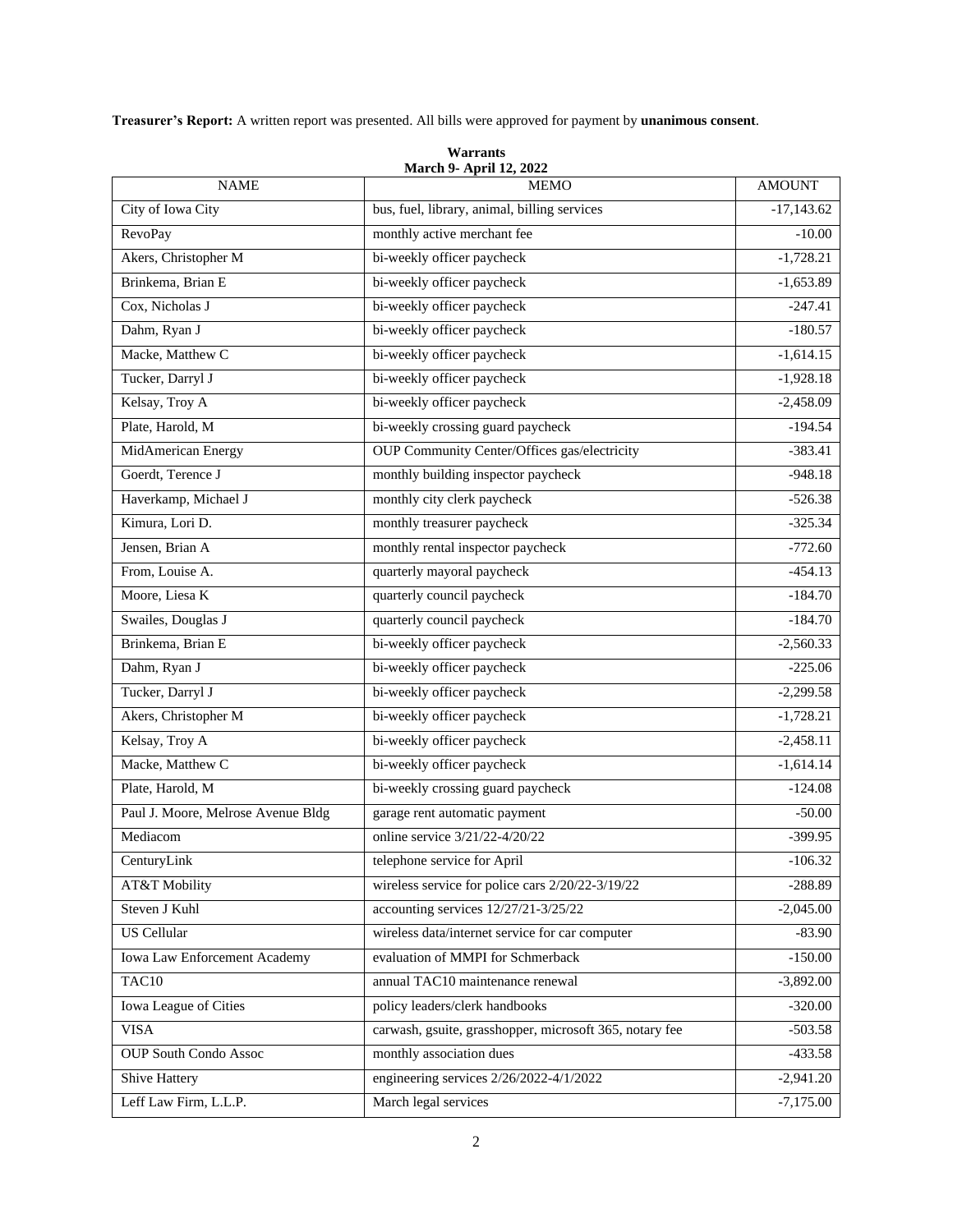**Treasurer's Report:** A written report was presented. All bills were approved for payment by **unanimous consent**.

**Warrants**
**March 9- April 12, 2022**

| NAME | MEMO | AMOUNT |
|---|---|---|
| City of Iowa City | bus, fuel, library, animal, billing services | -17,143.62 |
| RevoPay | monthly active merchant fee | -10.00 |
| Akers, Christopher M | bi-weekly officer paycheck | -1,728.21 |
| Brinkema, Brian E | bi-weekly officer paycheck | -1,653.89 |
| Cox, Nicholas J | bi-weekly officer paycheck | -247.41 |
| Dahm, Ryan J | bi-weekly officer paycheck | -180.57 |
| Macke, Matthew C | bi-weekly officer paycheck | -1,614.15 |
| Tucker, Darryl J | bi-weekly officer paycheck | -1,928.18 |
| Kelsay, Troy A | bi-weekly officer paycheck | -2,458.09 |
| Plate, Harold, M | bi-weekly crossing guard paycheck | -194.54 |
| MidAmerican Energy | OUP Community Center/Offices gas/electricity | -383.41 |
| Goerdt, Terence J | monthly building inspector paycheck | -948.18 |
| Haverkamp, Michael J | monthly city clerk paycheck | -526.38 |
| Kimura, Lori D. | monthly treasurer paycheck | -325.34 |
| Jensen, Brian A | monthly rental inspector paycheck | -772.60 |
| From, Louise A. | quarterly mayoral paycheck | -454.13 |
| Moore, Liesa K | quarterly council paycheck | -184.70 |
| Swailes, Douglas J | quarterly council paycheck | -184.70 |
| Brinkema, Brian E | bi-weekly officer paycheck | -2,560.33 |
| Dahm, Ryan J | bi-weekly officer paycheck | -225.06 |
| Tucker, Darryl J | bi-weekly officer paycheck | -2,299.58 |
| Akers, Christopher M | bi-weekly officer paycheck | -1,728.21 |
| Kelsay, Troy A | bi-weekly officer paycheck | -2,458.11 |
| Macke, Matthew C | bi-weekly officer paycheck | -1,614.14 |
| Plate, Harold, M | bi-weekly crossing guard paycheck | -124.08 |
| Paul J. Moore, Melrose Avenue Bldg | garage rent automatic payment | -50.00 |
| Mediacom | online service 3/21/22-4/20/22 | -399.95 |
| CenturyLink | telephone service for April | -106.32 |
| AT&T Mobility | wireless service for police cars 2/20/22-3/19/22 | -288.89 |
| Steven J Kuhl | accounting services 12/27/21-3/25/22 | -2,045.00 |
| US Cellular | wireless data/internet service for car computer | -83.90 |
| Iowa Law Enforcement Academy | evaluation of MMPI for Schmerback | -150.00 |
| TAC10 | annual TAC10 maintenance renewal | -3,892.00 |
| Iowa League of Cities | policy leaders/clerk handbooks | -320.00 |
| VISA | carwash, gsuite, grasshopper, microsoft 365, notary fee | -503.58 |
| OUP South Condo Assoc | monthly association dues | -433.58 |
| Shive Hattery | engineering services 2/26/2022-4/1/2022 | -2,941.20 |
| Leff Law Firm, L.L.P. | March legal services | -7,175.00 |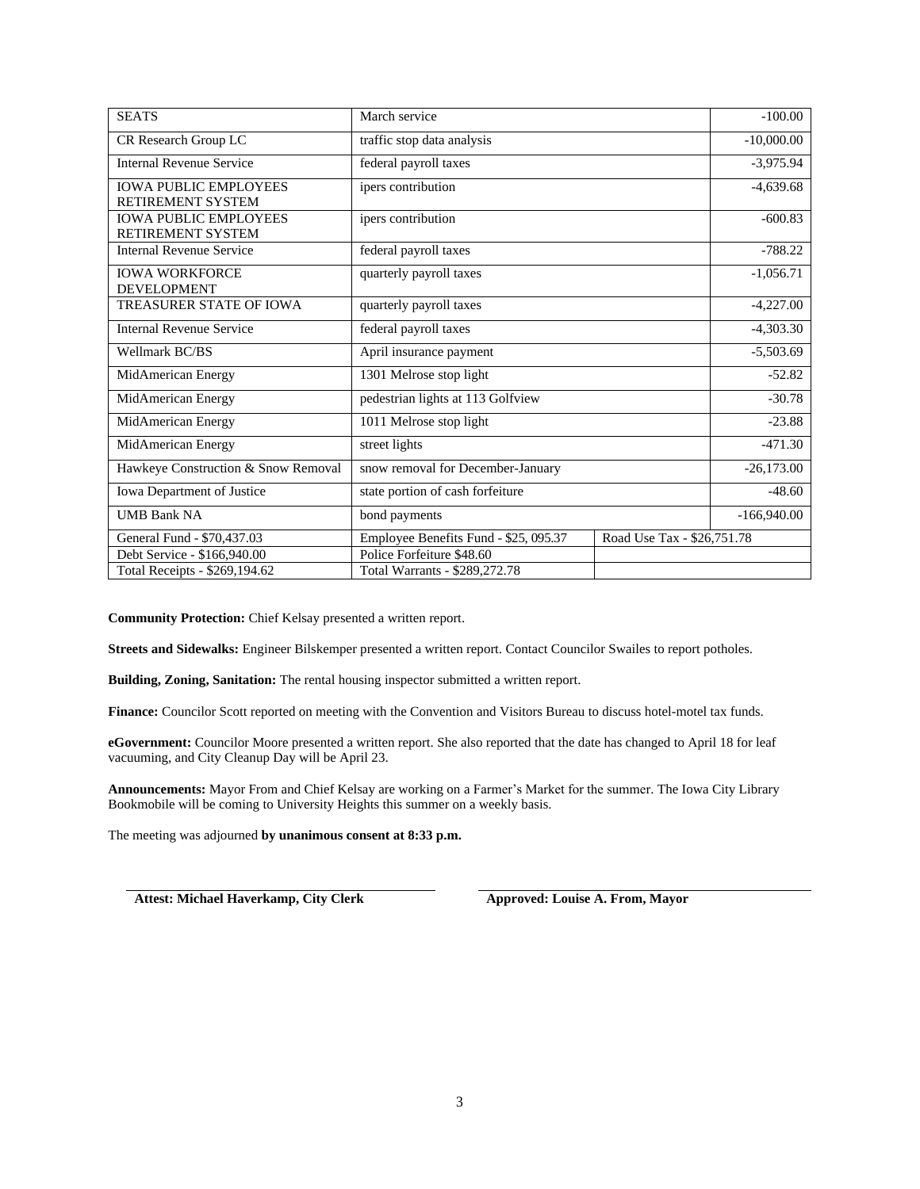| | | | |
|---|---|---|---|
| SEATS | March service | | -100.00 |
| CR Research Group LC | traffic stop data analysis | | -10,000.00 |
| Internal Revenue Service | federal payroll taxes | | -3,975.94 |
| IOWA PUBLIC EMPLOYEES RETIREMENT SYSTEM | ipers contribution | | -4,639.68 |
| IOWA PUBLIC EMPLOYEES RETIREMENT SYSTEM | ipers contribution | | -600.83 |
| Internal Revenue Service | federal payroll taxes | | -788.22 |
| IOWA WORKFORCE DEVELOPMENT | quarterly payroll taxes | | -1,056.71 |
| TREASURER STATE OF IOWA | quarterly payroll taxes | | -4,227.00 |
| Internal Revenue Service | federal payroll taxes | | -4,303.30 |
| Wellmark BC/BS | April insurance payment | | -5,503.69 |
| MidAmerican Energy | 1301 Melrose stop light | | -52.82 |
| MidAmerican Energy | pedestrian lights at 113 Golfview | | -30.78 |
| MidAmerican Energy | 1011 Melrose stop light | | -23.88 |
| MidAmerican Energy | street lights | | -471.30 |
| Hawkeye Construction & Snow Removal | snow removal for December-January | | -26,173.00 |
| Iowa Department of Justice | state portion of cash forfeiture | | -48.60 |
| UMB Bank NA | bond payments | | -166,940.00 |
| General Fund - $70,437.03 | Employee Benefits Fund - $25, 095.37 | Road Use Tax - $26,751.78 | |
| Debt Service - $166,940.00 | Police Forfeiture $48.60 | | |
| Total Receipts - $269,194.62 | Total Warrants - $289,272.78 | | |

**Community Protection:** Chief Kelsay presented a written report.

**Streets and Sidewalks:** Engineer Bilskemper presented a written report. Contact Councilor Swailes to report potholes.

**Building, Zoning, Sanitation:** The rental housing inspector submitted a written report.

**Finance:** Councilor Scott reported on meeting with the Convention and Visitors Bureau to discuss hotel-motel tax funds.

**eGovernment:** Councilor Moore presented a written report. She also reported that the date has changed to April 18 for leaf vacuuming, and City Cleanup Day will be April 23.

**Announcements:** Mayor From and Chief Kelsay are working on a Farmer's Market for the summer. The Iowa City Library Bookmobile will be coming to University Heights this summer on a weekly basis.

The meeting was adjourned **by unanimous consent at 8:33 p.m.**

**Attest: Michael Haverkamp, City Clerk**

**Approved: Louise A. From, Mayor**